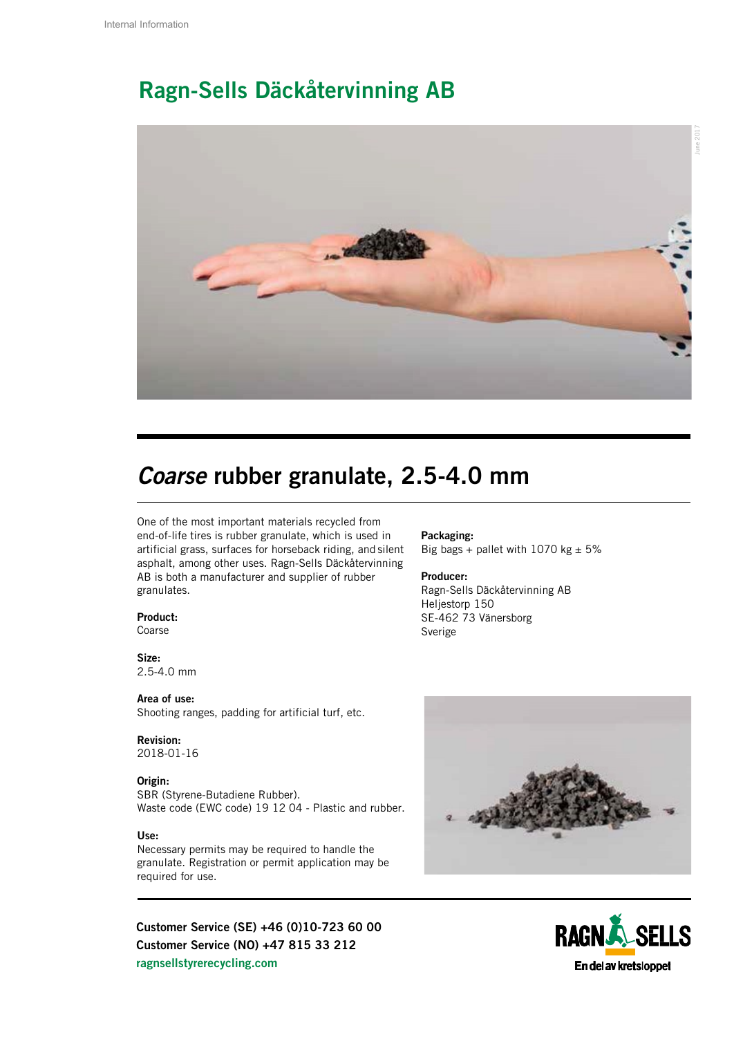Internal Information

# Ragn-Sells Däckåtervinning AB

## *Coarse* rubber granulate, 2.5-4.0 mm

One of the most important materials recycled from end-of-life tires is rubber granulate, which is used in artificial grass, surfaces for horseback riding, and silent asphalt, among other uses. Ragn-Sells Däckåtervinning AB is both a manufacturer and supplier of rubber granulates.

**Product:**
Coarse

**Size:**
2.5-4.0 mm

**Area of use:**
Shooting ranges, padding for artificial turf, etc.

**Revision:**
2018-01-16

**Origin:**
SBR (Styrene-Butadiene Rubber).
Waste code (EWC code) 19 12 04 - Plastic and rubber.

**Use:**
Necessary permits may be required to handle the granulate. Registration or permit application may be required for use.

**Packaging:**
Big bags + pallet with 1070 kg ± 5%

**Producer:**
Ragn-Sells Däckåtervinning AB
Heljestorp 150
SE-462 73 Vänersborg
Sverige

**Customer Service (SE) +46 (0)10-723 60 00**
**Customer Service (NO) +47 815 33 212**
**ragnsellstyrerecycling.com**

RAGN-SELLS
En del av kretsloppet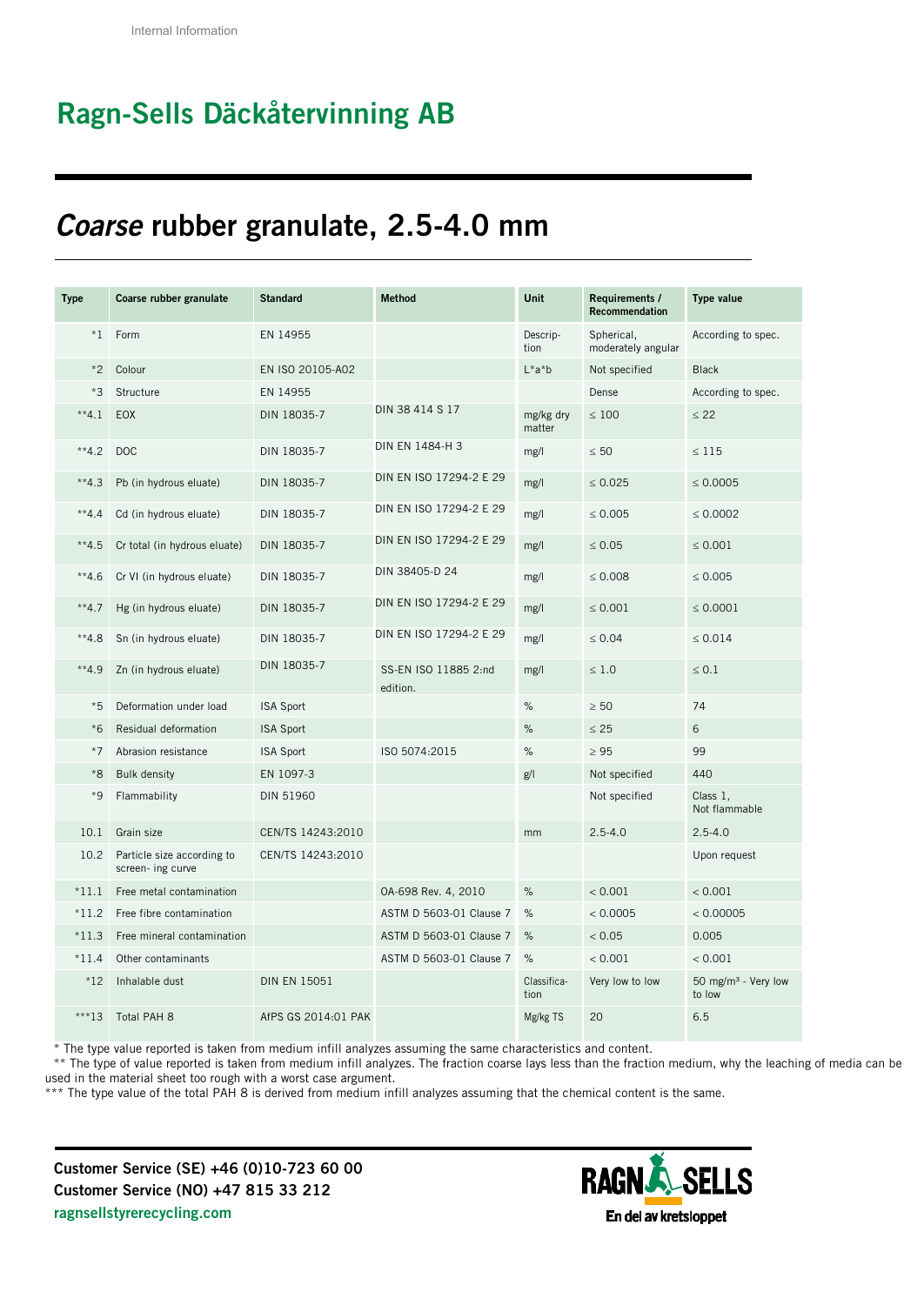Internal Information

# Ragn-Sells Däckåtervinning AB

## *Coarse* rubber granulate, 2.5-4.0 mm

| Type | Coarse rubber granulate | Standard | Method | Unit | Requirements / Recommendation | Type value |
|---|---|---|---|---|---|---|
| *1 | Form | EN 14955 | | Descrip-tion | Spherical, moderately angular | According to spec. |
| *2 | Colour | EN ISO 20105-A02 | | L*a*b | Not specified | Black |
| *3 | Structure | EN 14955 | | | Dense | According to spec. |
| **4.1 | EOX | DIN 18035-7 | DIN 38 414 S 17 | mg/kg dry matter | ≤ 100 | ≤ 22 |
| **4.2 | DOC | DIN 18035-7 | DIN EN 1484-H 3 | mg/l | ≤ 50 | ≤ 115 |
| **4.3 | Pb (in hydrous eluate) | DIN 18035-7 | DIN EN ISO 17294-2 E 29 | mg/l | ≤ 0.025 | ≤ 0.0005 |
| **4.4 | Cd (in hydrous eluate) | DIN 18035-7 | DIN EN ISO 17294-2 E 29 | mg/l | ≤ 0.005 | ≤ 0.0002 |
| **4.5 | Cr total (in hydrous eluate) | DIN 18035-7 | DIN EN ISO 17294-2 E 29 | mg/l | ≤ 0.05 | ≤ 0.001 |
| **4.6 | Cr VI (in hydrous eluate) | DIN 18035-7 | DIN 38405-D 24 | mg/l | ≤ 0.008 | ≤ 0.005 |
| **4.7 | Hg (in hydrous eluate) | DIN 18035-7 | DIN EN ISO 17294-2 E 29 | mg/l | ≤ 0.001 | ≤ 0.0001 |
| **4.8 | Sn (in hydrous eluate) | DIN 18035-7 | DIN EN ISO 17294-2 E 29 | mg/l | ≤ 0.04 | ≤ 0.014 |
| **4.9 | Zn (in hydrous eluate) | DIN 18035-7 | SS-EN ISO 11885 2:nd edition. | mg/l | ≤ 1.0 | ≤ 0.1 |
| *5 | Deformation under load | ISA Sport | | % | ≥ 50 | 74 |
| *6 | Residual deformation | ISA Sport | | % | ≤ 25 | 6 |
| *7 | Abrasion resistance | ISA Sport | ISO 5074:2015 | % | ≥ 95 | 99 |
| *8 | Bulk density | EN 1097-3 | | g/l | Not specified | 440 |
| *9 | Flammability | DIN 51960 | | | Not specified | Class 1, Not flammable |
| 10.1 | Grain size | CEN/TS 14243:2010 | | mm | 2.5-4.0 | 2.5-4.0 |
| 10.2 | Particle size according to screen- ing curve | CEN/TS 14243:2010 | | | | Upon request |
| *11.1 | Free metal contamination | | OA-698 Rev. 4, 2010 | % | < 0.001 | < 0.001 |
| *11.2 | Free fibre contamination | | ASTM D 5603-01 Clause 7 | % | < 0.0005 | < 0.00005 |
| *11.3 | Free mineral contamination | | ASTM D 5603-01 Clause 7 | % | < 0.05 | 0.005 |
| *11.4 | Other contaminants | | ASTM D 5603-01 Clause 7 | % | < 0.001 | < 0.001 |
| *12 | Inhalable dust | DIN EN 15051 | | Classifica-tion | Very low to low | 50 mg/m³ - Very low to low |
| ***13 | Total PAH 8 | AfPS GS 2014:01 PAK | | Mg/kg TS | 20 | 6.5 |

\* The type value reported is taken from medium infill analyzes assuming the same characteristics and content.
** The type of value reported is taken from medium infill analyzes. The fraction coarse lays less than the fraction medium, why the leaching of media can be used in the material sheet too rough with a worst case argument.
*** The type value of the total PAH 8 is derived from medium infill analyzes assuming that the chemical content is the same.

**Customer Service (SE) +46 (0)10-723 60 00**
**Customer Service (NO) +47 815 33 212**
**ragnsellstyrerecycling.com**

RAGN-SELLS
En del av kretsloppet